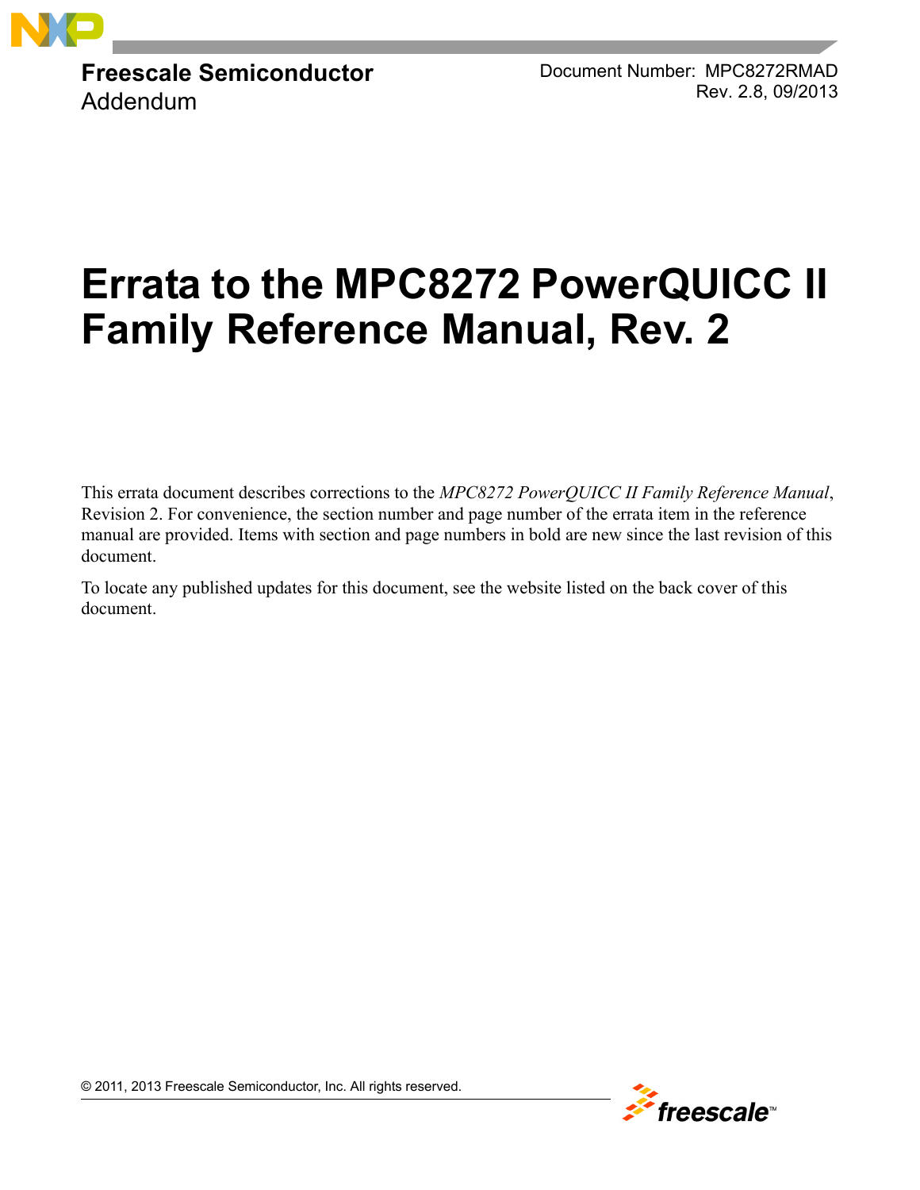**Freescale Semiconductor**
Addendum

Document Number: MPC8272RMAD
Rev. 2.8, 09/2013

# Errata to the MPC8272 PowerQUICC II Family Reference Manual, Rev. 2

This errata document describes corrections to the *MPC8272 PowerQUICC II Family Reference Manual*, Revision 2. For convenience, the section number and page number of the errata item in the reference manual are provided. Items with section and page numbers in bold are new since the last revision of this document.

To locate any published updates for this document, see the website listed on the back cover of this document.

© 2011, 2013 Freescale Semiconductor, Inc. All rights reserved.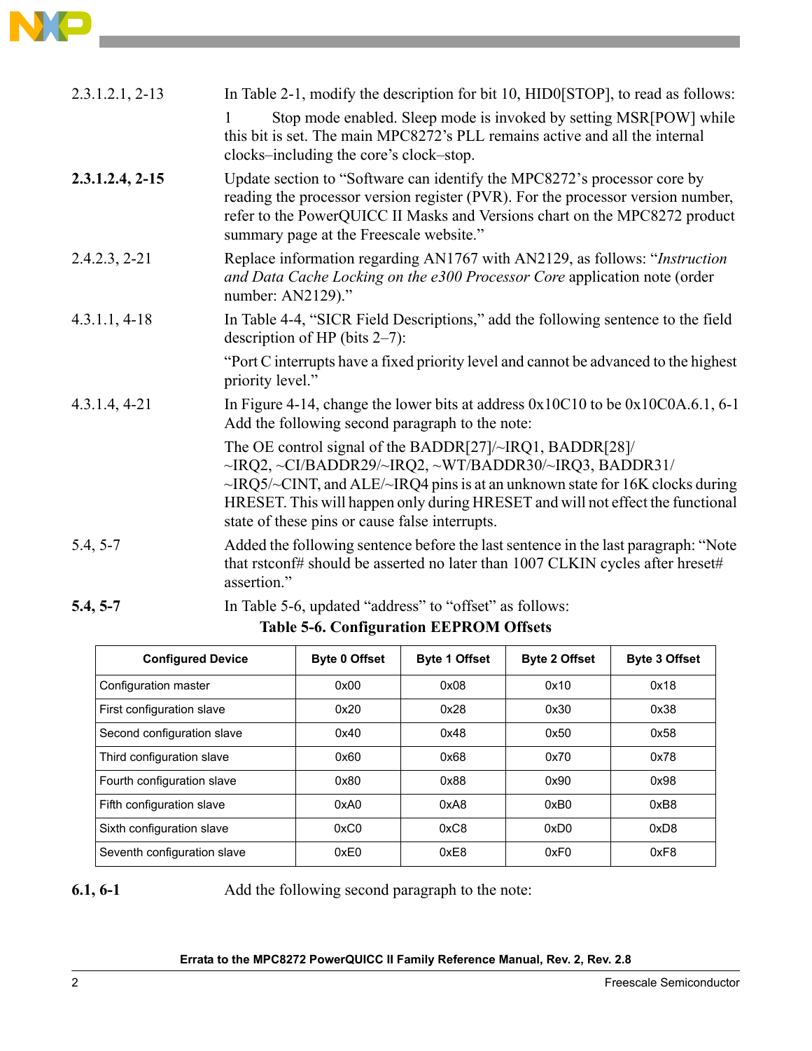| | |
|---|---|
| 2.3.1.2.1, 2-13 | In Table 2-1, modify the description for bit 10, HID0[STOP], to read as follows:<br>1 Stop mode enabled. Sleep mode is invoked by setting MSR[POW] while this bit is set. The main MPC8272's PLL remains active and all the internal clocks–including the core's clock–stop. |
| **2.3.1.2.4, 2-15** | Update section to "Software can identify the MPC8272's processor core by reading the processor version register (PVR). For the processor version number, refer to the PowerQUICC II Masks and Versions chart on the MPC8272 product summary page at the Freescale website." |
| 2.4.2.3, 2-21 | Replace information regarding AN1767 with AN2129, as follows: "*Instruction and Data Cache Locking on the e300 Processor Core* application note (order number: AN2129)." |
| 4.3.1.1, 4-18 | In Table 4-4, "SICR Field Descriptions," add the following sentence to the field description of HP (bits 2–7):<br>"Port C interrupts have a fixed priority level and cannot be advanced to the highest priority level." |
| 4.3.1.4, 4-21 | In Figure 4-14, change the lower bits at address 0x10C10 to be 0x10C0A.6.1, 6-1 Add the following second paragraph to the note:<br>The OE control signal of the BADDR[27]/~IRQ1, BADDR[28]/~IRQ2, ~CI/BADDR29/~IRQ2, ~WT/BADDR30/~IRQ3, BADDR31/~IRQ5/~CINT, and ALE/~IRQ4 pins is at an unknown state for 16K clocks during HRESET. This will happen only during HRESET and will not effect the functional state of these pins or cause false interrupts. |
| 5.4, 5-7 | Added the following sentence before the last sentence in the last paragraph: "Note that rstconf# should be asserted no later than 1007 CLKIN cycles after hreset# assertion." |
| **5.4, 5-7** | In Table 5-6, updated "address" to "offset" as follows: |

**Table 5-6. Configuration EEPROM Offsets**

| Configured Device | Byte 0 Offset | Byte 1 Offset | Byte 2 Offset | Byte 3 Offset |
|---|---|---|---|---|
| Configuration master | 0x00 | 0x08 | 0x10 | 0x18 |
| First configuration slave | 0x20 | 0x28 | 0x30 | 0x38 |
| Second configuration slave | 0x40 | 0x48 | 0x50 | 0x58 |
| Third configuration slave | 0x60 | 0x68 | 0x70 | 0x78 |
| Fourth configuration slave | 0x80 | 0x88 | 0x90 | 0x98 |
| Fifth configuration slave | 0xA0 | 0xA8 | 0xB0 | 0xB8 |
| Sixth configuration slave | 0xC0 | 0xC8 | 0xD0 | 0xD8 |
| Seventh configuration slave | 0xE0 | 0xE8 | 0xF0 | 0xF8 |

| | |
|---|---|
| **6.1, 6-1** | Add the following second paragraph to the note: |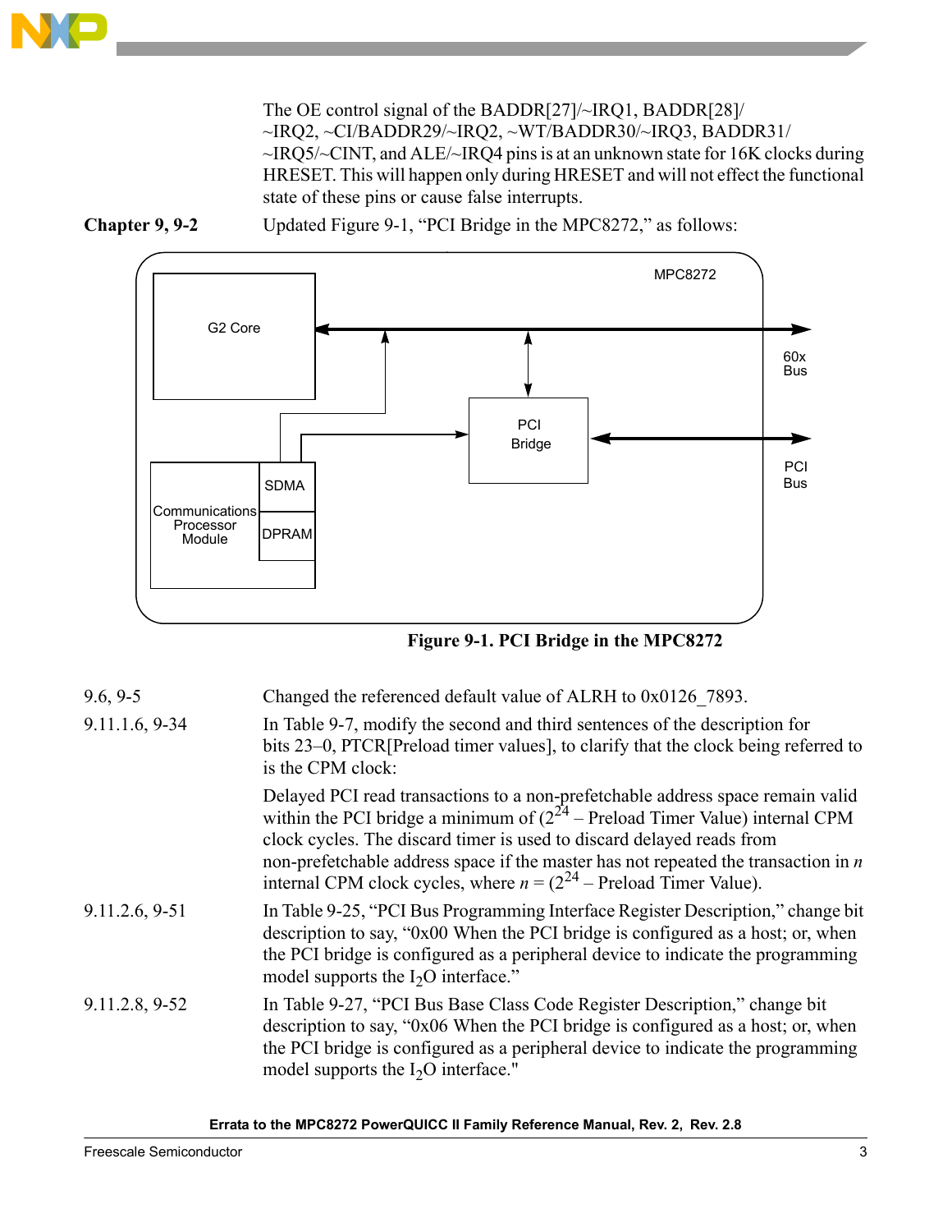| | |
|---|---|
| | The OE control signal of the BADDR[27]/~IRQ1, BADDR[28]/~IRQ2, ~CI/BADDR29/~IRQ2, ~WT/BADDR30/~IRQ3, BADDR31/~IRQ5/~CINT, and ALE/~IRQ4 pins is at an unknown state for 16K clocks during HRESET. This will happen only during HRESET and will not effect the functional state of these pins or cause false interrupts. |
| **Chapter 9, 9-2** | Updated Figure 9-1, "PCI Bridge in the MPC8272," as follows: |

**Figure 9-1. PCI Bridge in the MPC8272**

| | |
|---|---|
| 9.6, 9-5 | Changed the referenced default value of ALRH to 0x0126_7893. |
| 9.11.1.6, 9-34 | In Table 9-7, modify the second and third sentences of the description for bits 23–0, PTCR[Preload timer values], to clarify that the clock being referred to is the CPM clock:<br><br>Delayed PCI read transactions to a non-prefetchable address space remain valid within the PCI bridge a minimum of ($2^{24}$ – Preload Timer Value) internal CPM clock cycles. The discard timer is used to discard delayed reads from non-prefetchable address space if the master has not repeated the transaction in $n$ internal CPM clock cycles, where $n$ = ($2^{24}$ – Preload Timer Value). |
| 9.11.2.6, 9-51 | In Table 9-25, "PCI Bus Programming Interface Register Description," change bit description to say, "0x00 When the PCI bridge is configured as a host; or, when the PCI bridge is configured as a peripheral device to indicate the programming model supports the $I_2O$ interface." |
| 9.11.2.8, 9-52 | In Table 9-27, "PCI Bus Base Class Code Register Description," change bit description to say, "0x06 When the PCI bridge is configured as a host; or, when the PCI bridge is configured as a peripheral device to indicate the programming model supports the $I_2O$ interface." |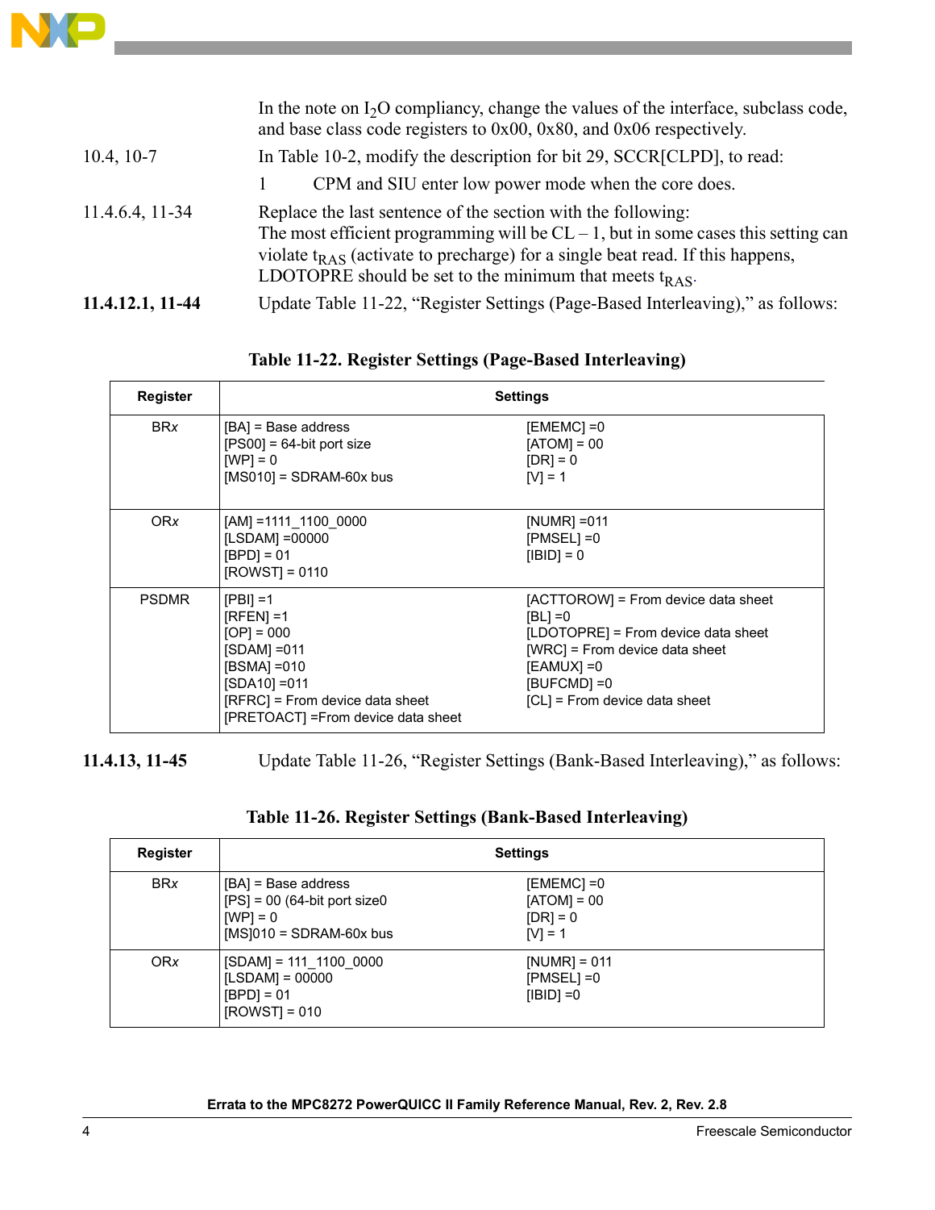| | |
|---|---|
| | In the note on $I_2O$ compliancy, change the values of the interface, subclass code, and base class code registers to 0x00, 0x80, and 0x06 respectively. |
| 10.4, 10-7 | In Table 10-2, modify the description for bit 29, SCCR[CLPD], to read:<br>1 CPM and SIU enter low power mode when the core does. |
| 11.4.6.4, 11-34 | Replace the last sentence of the section with the following:<br>The most efficient programming will be CL – 1, but in some cases this setting can violate $t_{RAS}$ (activate to precharge) for a single beat read. If this happens, LDOTOPRE should be set to the minimum that meets $t_{RAS}$. |
| **11.4.12.1, 11-44** | Update Table 11-22, "Register Settings (Page-Based Interleaving)," as follows: |

**Table 11-22. Register Settings (Page-Based Interleaving)**

| Register | Settings | |
|---|---|---|
| BR*x* | [BA] = Base address<br>[PS00] = 64-bit port size<br>[WP] = 0<br>[MS010] = SDRAM-60x bus | [EMEMC] =0<br>[ATOM] = 00<br>[DR] = 0<br>[V] = 1 |
| OR*x* | [AM] =1111_1100_0000<br>[LSDAM] =00000<br>[BPD] = 01<br>[ROWST] = 0110 | [NUMR] =011<br>[PMSEL] =0<br>[IBID] = 0 |
| PSDMR | [PBI] =1<br>[RFEN] =1<br>[OP] = 000<br>[SDAM] =011<br>[BSMA] =010<br>[SDA10] =011<br>[RFRC] = From device data sheet<br>[PRETOACT] =From device data sheet | [ACTTOROW] = From device data sheet<br>[BL] =0<br>[LDOTOPRE] = From device data sheet<br>[WRC] = From device data sheet<br>[EAMUX] =0<br>[BUFCMD] =0<br>[CL] = From device data sheet |

| | |
|---|---|
| **11.4.13, 11-45** | Update Table 11-26, "Register Settings (Bank-Based Interleaving)," as follows: |

**Table 11-26. Register Settings (Bank-Based Interleaving)**

| Register | Settings | |
|---|---|---|
| BR*x* | [BA] = Base address<br>[PS] = 00 (64-bit port size0<br>[WP] = 0<br>[MS]010 = SDRAM-60x bus | [EMEMC] =0<br>[ATOM] = 00<br>[DR] = 0<br>[V] = 1 |
| OR*x* | [SDAM] = 111_1100_0000<br>[LSDAM] = 00000<br>[BPD] = 01<br>[ROWST] = 010 | [NUMR] = 011<br>[PMSEL] =0<br>[IBID] =0 |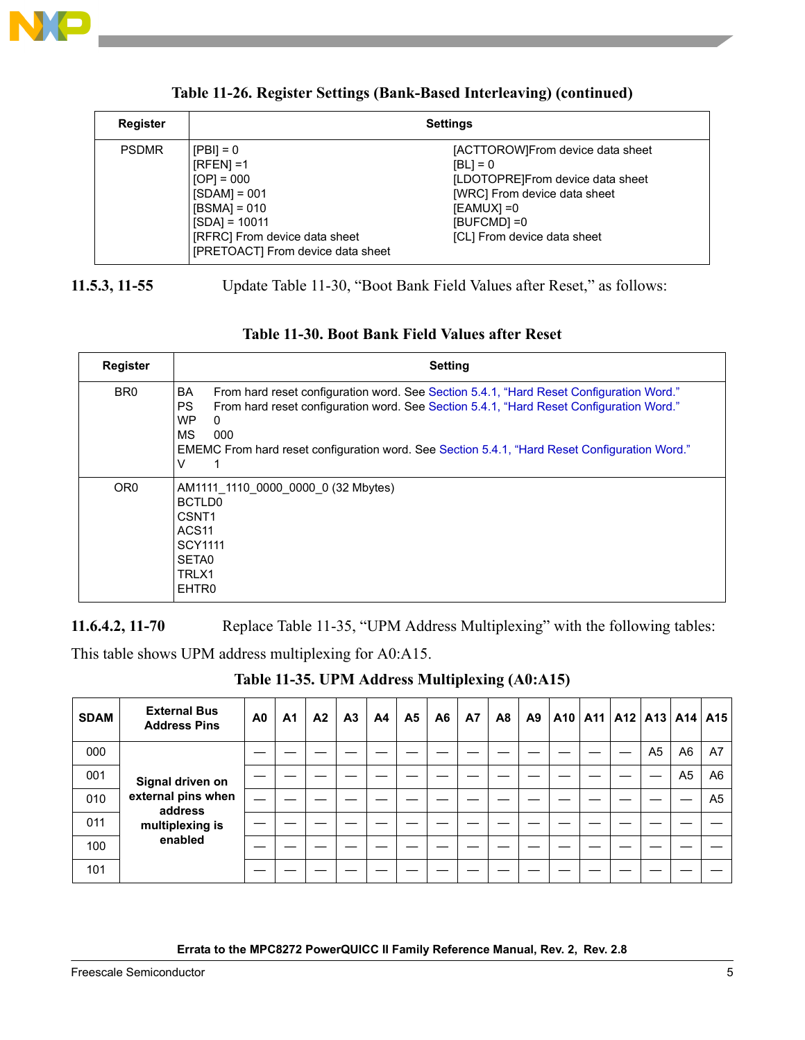**Table 11-26. Register Settings (Bank-Based Interleaving) (continued)**

| Register | Settings | |
|---|---|---|
| PSDMR | [PBI] = 0<br>[RFEN] =1<br>[OP] = 000<br>[SDAM] = 001<br>[BSMA] = 010<br>[SDA] = 10011<br>[RFRC] From device data sheet<br>[PRETOACT] From device data sheet | [ACTTOROW]From device data sheet<br>[BL] = 0<br>[LDOTOPRE]From device data sheet<br>[WRC] From device data sheet<br>[EAMUX] =0<br>[BUFCMD] =0<br>[CL] From device data sheet |

**11.5.3, 11-55** Update Table 11-30, "Boot Bank Field Values after Reset," as follows:

**Table 11-30. Boot Bank Field Values after Reset**

| Register | Setting |
|---|---|
| BR0 | BA From hard reset configuration word. See Section 5.4.1, "Hard Reset Configuration Word."<br>PS From hard reset configuration word. See Section 5.4.1, "Hard Reset Configuration Word."<br>WP 0<br>MS 000<br>EMEMC From hard reset configuration word. See Section 5.4.1, "Hard Reset Configuration Word."<br>V 1 |
| OR0 | AM1111_1110_0000_0000_0 (32 Mbytes)<br>BCTLD0<br>CSNT1<br>ACS11<br>SCY1111<br>SETA0<br>TRLX1<br>EHTR0 |

**11.6.4.2, 11-70** Replace Table 11-35, "UPM Address Multiplexing" with the following tables:

This table shows UPM address multiplexing for A0:A15.

**Table 11-35. UPM Address Multiplexing (A0:A15)**

| SDAM | External Bus Address Pins | A0 | A1 | A2 | A3 | A4 | A5 | A6 | A7 | A8 | A9 | A10 | A11 | A12 | A13 | A14 | A15 |
|---|---|---|---|---|---|---|---|---|---|---|---|---|---|---|---|---|---|
| 000 | Signal driven on external pins when address multiplexing is enabled | — | — | — | — | — | — | — | — | — | — | — | — | — | A5 | A6 | A7 |
| 001 | | — | — | — | — | — | — | — | — | — | — | — | — | — | — | A5 | A6 |
| 010 | | — | — | — | — | — | — | — | — | — | — | — | — | — | — | — | A5 |
| 011 | | — | — | — | — | — | — | — | — | — | — | — | — | — | — | — | — |
| 100 | | — | — | — | — | — | — | — | — | — | — | — | — | — | — | — | — |
| 101 | | — | — | — | — | — | — | — | — | — | — | — | — | — | — | — | — |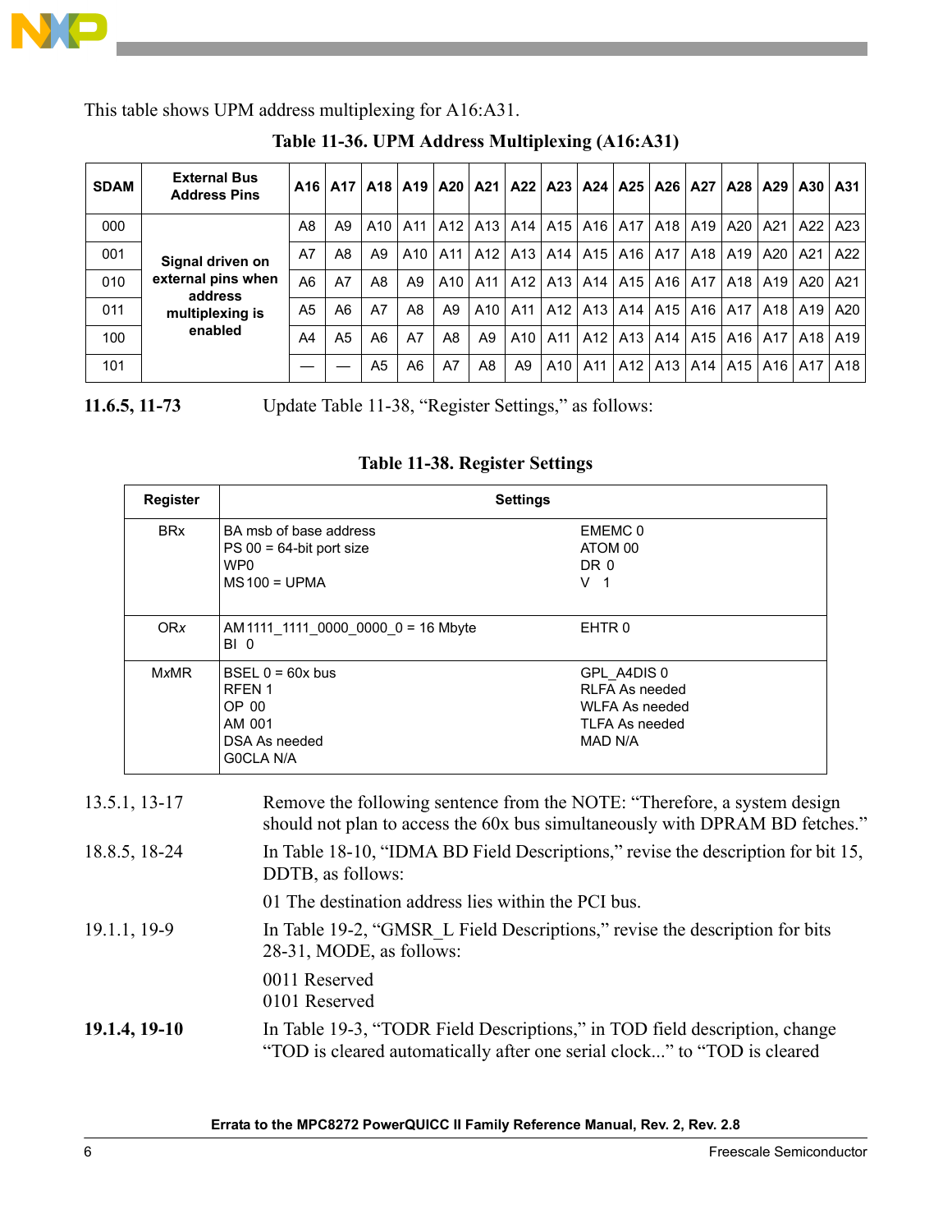This table shows UPM address multiplexing for A16:A31.

**Table 11-36. UPM Address Multiplexing (A16:A31)**

| SDAM | External Bus Address Pins | A16 | A17 | A18 | A19 | A20 | A21 | A22 | A23 | A24 | A25 | A26 | A27 | A28 | A29 | A30 | A31 |
|---|---|---|---|---|---|---|---|---|---|---|---|---|---|---|---|---|---|
| 000 | Signal driven on external pins when address multiplexing is enabled | A8 | A9 | A10 | A11 | A12 | A13 | A14 | A15 | A16 | A17 | A18 | A19 | A20 | A21 | A22 | A23 |
| 001 | | A7 | A8 | A9 | A10 | A11 | A12 | A13 | A14 | A15 | A16 | A17 | A18 | A19 | A20 | A21 | A22 |
| 010 | | A6 | A7 | A8 | A9 | A10 | A11 | A12 | A13 | A14 | A15 | A16 | A17 | A18 | A19 | A20 | A21 |
| 011 | | A5 | A6 | A7 | A8 | A9 | A10 | A11 | A12 | A13 | A14 | A15 | A16 | A17 | A18 | A19 | A20 |
| 100 | | A4 | A5 | A6 | A7 | A8 | A9 | A10 | A11 | A12 | A13 | A14 | A15 | A16 | A17 | A18 | A19 |
| 101 | | — | — | A5 | A6 | A7 | A8 | A9 | A10 | A11 | A12 | A13 | A14 | A15 | A16 | A17 | A18 |

**11.6.5, 11-73** Update Table 11-38, “Register Settings,” as follows:

**Table 11-38. Register Settings**

| Register | Settings | |
|---|---|---|
| BRx | BA msb of base address<br>PS 00 = 64-bit port size<br>WP0<br>MS 100 = UPMA | EMEMC 0<br>ATOM 00<br>DR 0<br>V 1 |
| ORx | AM 1111_1111_0000_0000_0 = 16 Mbyte<br>BI 0 | EHTR 0 |
| M*x*MR | BSEL 0 = 60x bus<br>RFEN 1<br>OP 00<br>AM 001<br>DSA As needed<br>G0CLA N/A | GPL_A4DIS 0<br>RLFA As needed<br>WLFA As needed<br>TLFA As needed<br>MAD N/A |

13.5.1, 13-17 Remove the following sentence from the NOTE: “Therefore, a system design should not plan to access the 60x bus simultaneously with DPRAM BD fetches.”

18.8.5, 18-24 In Table 18-10, “IDMA BD Field Descriptions,” revise the description for bit 15, DDTB, as follows:

01 The destination address lies within the PCI bus.

19.1.1, 19-9 In Table 19-2, “GMSR_L Field Descriptions,” revise the description for bits 28-31, MODE, as follows:

0011 Reserved
0101 Reserved

**19.1.4, 19-10** In Table 19-3, “TODR Field Descriptions,” in TOD field description, change “TOD is cleared automatically after one serial clock...” to “TOD is cleared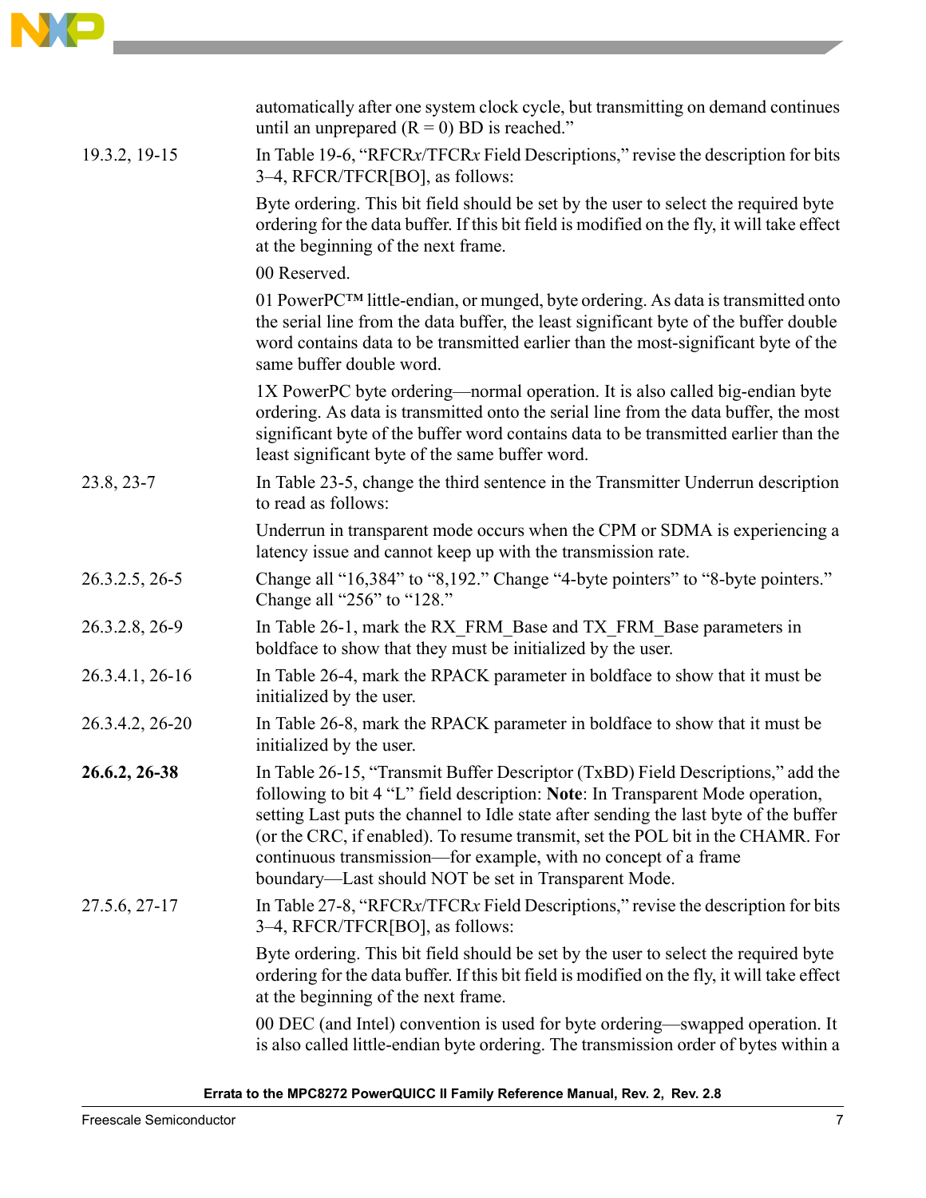| | |
|---|---|
| | automatically after one system clock cycle, but transmitting on demand continues until an unprepared (R = 0) BD is reached.” |
| 19.3.2, 19-15 | In Table 19-6, “RFCR*x*/TFCR*x* Field Descriptions,” revise the description for bits 3–4, RFCR/TFCR[BO], as follows:<br><br>Byte ordering. This bit field should be set by the user to select the required byte ordering for the data buffer. If this bit field is modified on the fly, it will take effect at the beginning of the next frame.<br><br>00 Reserved.<br><br>01 PowerPC™ little-endian, or munged, byte ordering. As data is transmitted onto the serial line from the data buffer, the least significant byte of the buffer double word contains data to be transmitted earlier than the most-significant byte of the same buffer double word.<br><br>1X PowerPC byte ordering—normal operation. It is also called big-endian byte ordering. As data is transmitted onto the serial line from the data buffer, the most significant byte of the buffer word contains data to be transmitted earlier than the least significant byte of the same buffer word. |
| 23.8, 23-7 | In Table 23-5, change the third sentence in the Transmitter Underrun description to read as follows:<br><br>Underrun in transparent mode occurs when the CPM or SDMA is experiencing a latency issue and cannot keep up with the transmission rate. |
| 26.3.2.5, 26-5 | Change all “16,384” to “8,192.” Change “4-byte pointers” to “8-byte pointers.” Change all “256” to “128.” |
| 26.3.2.8, 26-9 | In Table 26-1, mark the RX_FRM_Base and TX_FRM_Base parameters in boldface to show that they must be initialized by the user. |
| 26.3.4.1, 26-16 | In Table 26-4, mark the RPACK parameter in boldface to show that it must be initialized by the user. |
| 26.3.4.2, 26-20 | In Table 26-8, mark the RPACK parameter in boldface to show that it must be initialized by the user. |
| **26.6.2, 26-38** | In Table 26-15, “Transmit Buffer Descriptor (TxBD) Field Descriptions,” add the following to bit 4 “L” field description: **Note**: In Transparent Mode operation, setting Last puts the channel to Idle state after sending the last byte of the buffer (or the CRC, if enabled). To resume transmit, set the POL bit in the CHAMR. For continuous transmission—for example, with no concept of a frame boundary—Last should NOT be set in Transparent Mode. |
| 27.5.6, 27-17 | In Table 27-8, “RFCR*x*/TFCR*x* Field Descriptions,” revise the description for bits 3–4, RFCR/TFCR[BO], as follows:<br><br>Byte ordering. This bit field should be set by the user to select the required byte ordering for the data buffer. If this bit field is modified on the fly, it will take effect at the beginning of the next frame.<br><br>00 DEC (and Intel) convention is used for byte ordering—swapped operation. It is also called little-endian byte ordering. The transmission order of bytes within a |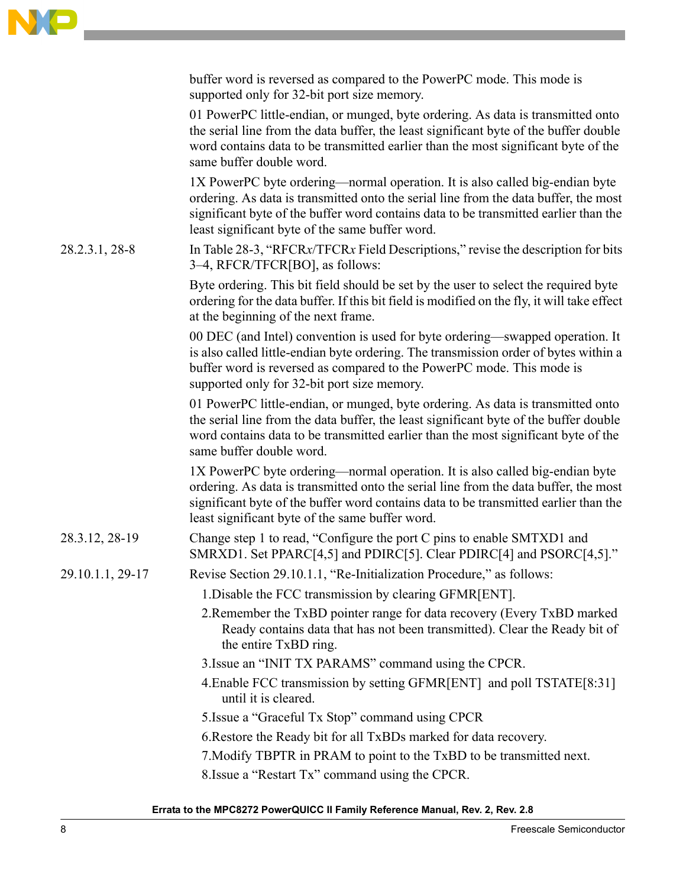| | |
|---|---|
| | buffer word is reversed as compared to the PowerPC mode. This mode is supported only for 32-bit port size memory.<br><br>01 PowerPC little-endian, or munged, byte ordering. As data is transmitted onto the serial line from the data buffer, the least significant byte of the buffer double word contains data to be transmitted earlier than the most significant byte of the same buffer double word.<br><br>1X PowerPC byte ordering—normal operation. It is also called big-endian byte ordering. As data is transmitted onto the serial line from the data buffer, the most significant byte of the buffer word contains data to be transmitted earlier than the least significant byte of the same buffer word. |
| 28.2.3.1, 28-8 | In Table 28-3, "RFCR*x*/TFCR*x* Field Descriptions," revise the description for bits 3–4, RFCR/TFCR[BO], as follows:<br><br>Byte ordering. This bit field should be set by the user to select the required byte ordering for the data buffer. If this bit field is modified on the fly, it will take effect at the beginning of the next frame.<br><br>00 DEC (and Intel) convention is used for byte ordering—swapped operation. It is also called little-endian byte ordering. The transmission order of bytes within a buffer word is reversed as compared to the PowerPC mode. This mode is supported only for 32-bit port size memory.<br><br>01 PowerPC little-endian, or munged, byte ordering. As data is transmitted onto the serial line from the data buffer, the least significant byte of the buffer double word contains data to be transmitted earlier than the most significant byte of the same buffer double word.<br><br>1X PowerPC byte ordering—normal operation. It is also called big-endian byte ordering. As data is transmitted onto the serial line from the data buffer, the most significant byte of the buffer word contains data to be transmitted earlier than the least significant byte of the same buffer word. |
| 28.3.12, 28-19 | Change step 1 to read, "Configure the port C pins to enable SMTXD1 and SMRXD1. Set PPARC[4,5] and PDIRC[5]. Clear PDIRC[4] and PSORC[4,5]." |
| 29.10.1.1, 29-17 | Revise Section 29.10.1.1, "Re-Initialization Procedure," as follows:<br><br>1. Disable the FCC transmission by clearing GFMR[ENT].<br>2. Remember the TxBD pointer range for data recovery (Every TxBD marked Ready contains data that has not been transmitted). Clear the Ready bit of the entire TxBD ring.<br>3. Issue an "INIT TX PARAMS" command using the CPCR.<br>4. Enable FCC transmission by setting GFMR[ENT] and poll TSTATE[8:31] until it is cleared.<br>5. Issue a "Graceful Tx Stop" command using CPCR<br>6. Restore the Ready bit for all TxBDs marked for data recovery.<br>7. Modify TBPTR in PRAM to point to the TxBD to be transmitted next.<br>8. Issue a "Restart Tx" command using the CPCR. |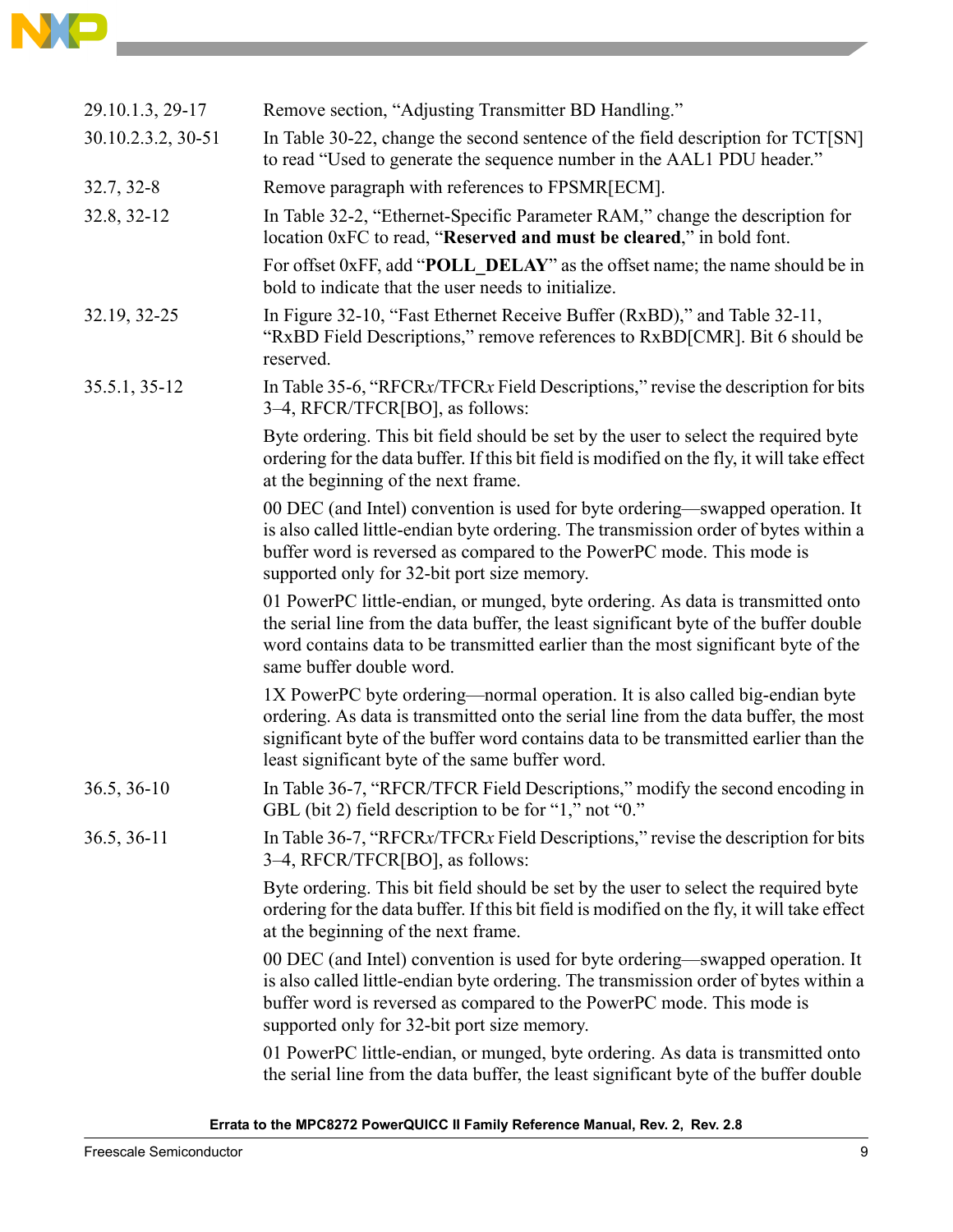| | |
|---|---|
| 29.10.1.3, 29-17 | Remove section, “Adjusting Transmitter BD Handling.” |
| 30.10.2.3.2, 30-51 | In Table 30-22, change the second sentence of the field description for TCT[SN] to read “Used to generate the sequence number in the AAL1 PDU header.” |
| 32.7, 32-8 | Remove paragraph with references to FPSMR[ECM]. |
| 32.8, 32-12 | In Table 32-2, “Ethernet-Specific Parameter RAM,” change the description for location 0xFC to read, “**Reserved and must be cleared**,” in bold font.<br><br>For offset 0xFF, add “**POLL_DELAY**” as the offset name; the name should be in bold to indicate that the user needs to initialize. |
| 32.19, 32-25 | In Figure 32-10, “Fast Ethernet Receive Buffer (RxBD),” and Table 32-11, “RxBD Field Descriptions,” remove references to RxBD[CMR]. Bit 6 should be reserved. |
| 35.5.1, 35-12 | In Table 35-6, “RFCR*x*/TFCR*x* Field Descriptions,” revise the description for bits 3–4, RFCR/TFCR[BO], as follows:<br><br>Byte ordering. This bit field should be set by the user to select the required byte ordering for the data buffer. If this bit field is modified on the fly, it will take effect at the beginning of the next frame.<br><br>00 DEC (and Intel) convention is used for byte ordering—swapped operation. It is also called little-endian byte ordering. The transmission order of bytes within a buffer word is reversed as compared to the PowerPC mode. This mode is supported only for 32-bit port size memory.<br><br>01 PowerPC little-endian, or munged, byte ordering. As data is transmitted onto the serial line from the data buffer, the least significant byte of the buffer double word contains data to be transmitted earlier than the most significant byte of the same buffer double word.<br><br>1X PowerPC byte ordering—normal operation. It is also called big-endian byte ordering. As data is transmitted onto the serial line from the data buffer, the most significant byte of the buffer word contains data to be transmitted earlier than the least significant byte of the same buffer word. |
| 36.5, 36-10 | In Table 36-7, “RFCR/TFCR Field Descriptions,” modify the second encoding in GBL (bit 2) field description to be for “1,” not “0.” |
| 36.5, 36-11 | In Table 36-7, “RFCR*x*/TFCR*x* Field Descriptions,” revise the description for bits 3–4, RFCR/TFCR[BO], as follows:<br><br>Byte ordering. This bit field should be set by the user to select the required byte ordering for the data buffer. If this bit field is modified on the fly, it will take effect at the beginning of the next frame.<br><br>00 DEC (and Intel) convention is used for byte ordering—swapped operation. It is also called little-endian byte ordering. The transmission order of bytes within a buffer word is reversed as compared to the PowerPC mode. This mode is supported only for 32-bit port size memory.<br><br>01 PowerPC little-endian, or munged, byte ordering. As data is transmitted onto the serial line from the data buffer, the least significant byte of the buffer double |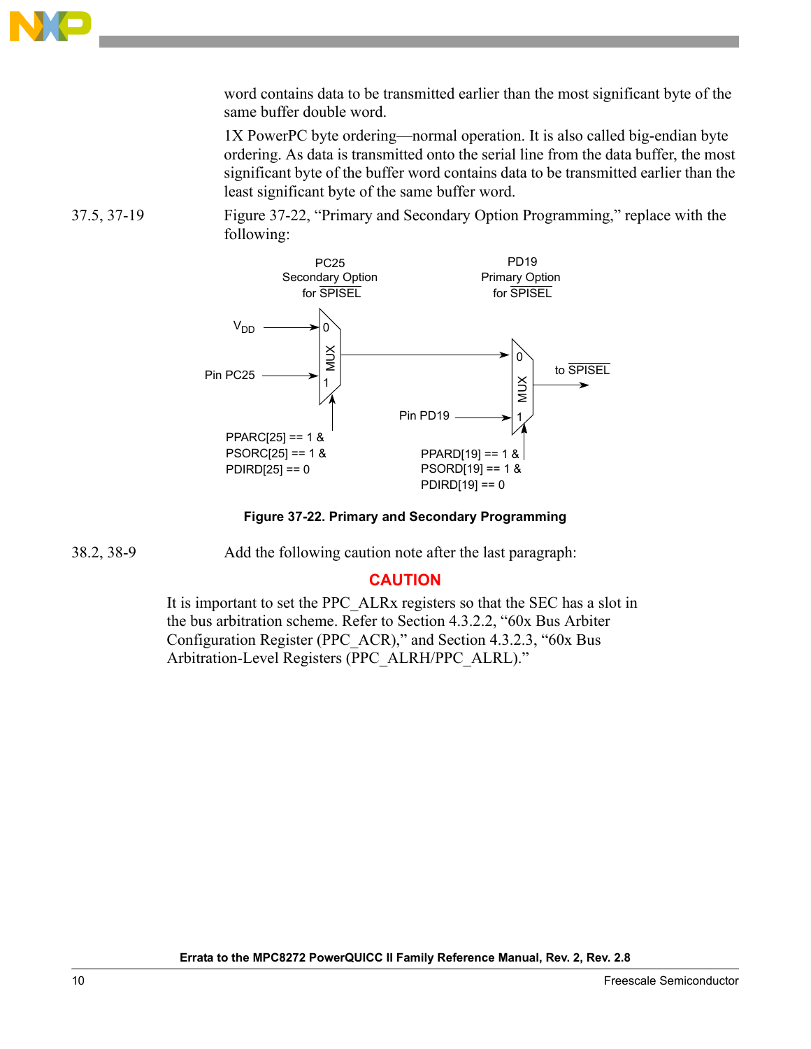word contains data to be transmitted earlier than the most significant byte of the same buffer double word.

1X PowerPC byte ordering—normal operation. It is also called big-endian byte ordering. As data is transmitted onto the serial line from the data buffer, the most significant byte of the buffer word contains data to be transmitted earlier than the least significant byte of the same buffer word.

37.5, 37-19 — Figure 37-22, "Primary and Secondary Option Programming," replace with the following:

PC25 Secondary Option for SPISEL

PD19 Primary Option for SPISEL

$V_{DD}$ → 0 (MUX); Pin PC25 → 1 (MUX); select: PPARC[25] == 1 & PSORC[25] == 1 & PDIRD[25] == 0

MUX output → 0 (MUX); Pin PD19 → 1 (MUX); select: PPARD[19] == 1 & PSORD[19] == 1 & PDIRD[19] == 0 → to SPISEL

**Figure 37-22. Primary and Secondary Programming**

38.2, 38-9 — Add the following caution note after the last paragraph:

**CAUTION**

It is important to set the PPC_ALRx registers so that the SEC has a slot in the bus arbitration scheme. Refer to Section 4.3.2.2, "60x Bus Arbiter Configuration Register (PPC_ACR)," and Section 4.3.2.3, "60x Bus Arbitration-Level Registers (PPC_ALRH/PPC_ALRL)."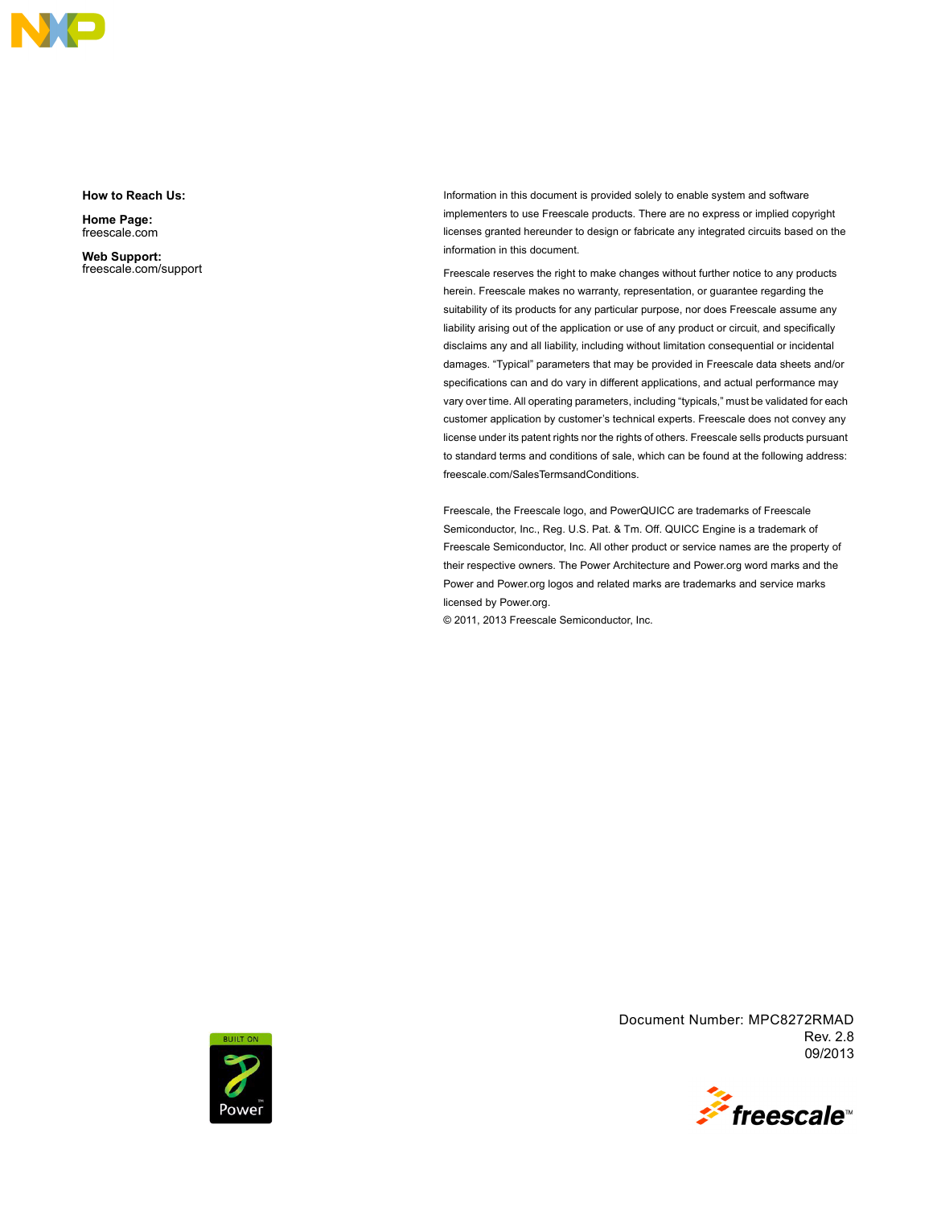**How to Reach Us:**

**Home Page:**
freescale.com

**Web Support:**
freescale.com/support

Information in this document is provided solely to enable system and software implementers to use Freescale products. There are no express or implied copyright licenses granted hereunder to design or fabricate any integrated circuits based on the information in this document.

Freescale reserves the right to make changes without further notice to any products herein. Freescale makes no warranty, representation, or guarantee regarding the suitability of its products for any particular purpose, nor does Freescale assume any liability arising out of the application or use of any product or circuit, and specifically disclaims any and all liability, including without limitation consequential or incidental damages. "Typical" parameters that may be provided in Freescale data sheets and/or specifications can and do vary in different applications, and actual performance may vary over time. All operating parameters, including "typicals," must be validated for each customer application by customer's technical experts. Freescale does not convey any license under its patent rights nor the rights of others. Freescale sells products pursuant to standard terms and conditions of sale, which can be found at the following address: freescale.com/SalesTermsandConditions.

Freescale, the Freescale logo, and PowerQUICC are trademarks of Freescale Semiconductor, Inc., Reg. U.S. Pat. & Tm. Off. QUICC Engine is a trademark of Freescale Semiconductor, Inc. All other product or service names are the property of their respective owners. The Power Architecture and Power.org word marks and the Power and Power.org logos and related marks are trademarks and service marks licensed by Power.org.
© 2011, 2013 Freescale Semiconductor, Inc.

Document Number: MPC8272RMAD
Rev. 2.8
09/2013